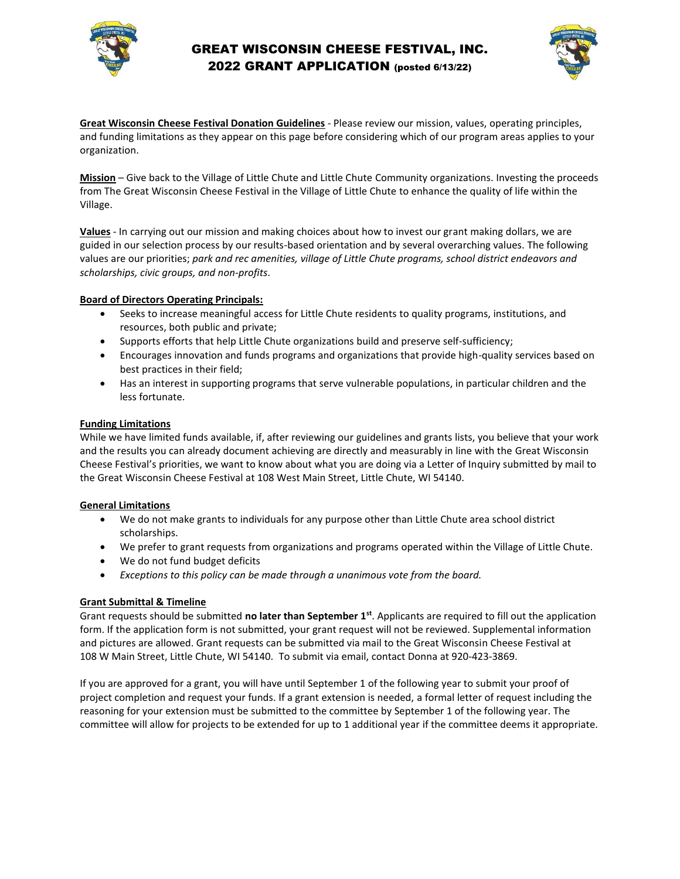# GREAT WISCONSIN CHEESE FESTIVAL, INC.
## 2022 GRANT APPLICATION (posted 6/13/22)

**Great Wisconsin Cheese Festival Donation Guidelines** - Please review our mission, values, operating principles, and funding limitations as they appear on this page before considering which of our program areas applies to your organization.

**Mission** – Give back to the Village of Little Chute and Little Chute Community organizations. Investing the proceeds from The Great Wisconsin Cheese Festival in the Village of Little Chute to enhance the quality of life within the Village.

**Values** - In carrying out our mission and making choices about how to invest our grant making dollars, we are guided in our selection process by our results-based orientation and by several overarching values. The following values are our priorities; *park and rec amenities, village of Little Chute programs, school district endeavors and scholarships, civic groups, and non-profits*.

**Board of Directors Operating Principals:**

- Seeks to increase meaningful access for Little Chute residents to quality programs, institutions, and resources, both public and private;
- Supports efforts that help Little Chute organizations build and preserve self-sufficiency;
- Encourages innovation and funds programs and organizations that provide high-quality services based on best practices in their field;
- Has an interest in supporting programs that serve vulnerable populations, in particular children and the less fortunate.

**Funding Limitations**

While we have limited funds available, if, after reviewing our guidelines and grants lists, you believe that your work and the results you can already document achieving are directly and measurably in line with the Great Wisconsin Cheese Festival's priorities, we want to know about what you are doing via a Letter of Inquiry submitted by mail to the Great Wisconsin Cheese Festival at 108 West Main Street, Little Chute, WI 54140.

**General Limitations**

- We do not make grants to individuals for any purpose other than Little Chute area school district scholarships.
- We prefer to grant requests from organizations and programs operated within the Village of Little Chute.
- We do not fund budget deficits
- *Exceptions to this policy can be made through a unanimous vote from the board.*

**Grant Submittal & Timeline**

Grant requests should be submitted **no later than September 1st**. Applicants are required to fill out the application form. If the application form is not submitted, your grant request will not be reviewed. Supplemental information and pictures are allowed. Grant requests can be submitted via mail to the Great Wisconsin Cheese Festival at 108 W Main Street, Little Chute, WI 54140. To submit via email, contact Donna at 920-423-3869.

If you are approved for a grant, you will have until September 1 of the following year to submit your proof of project completion and request your funds. If a grant extension is needed, a formal letter of request including the reasoning for your extension must be submitted to the committee by September 1 of the following year. The committee will allow for projects to be extended for up to 1 additional year if the committee deems it appropriate.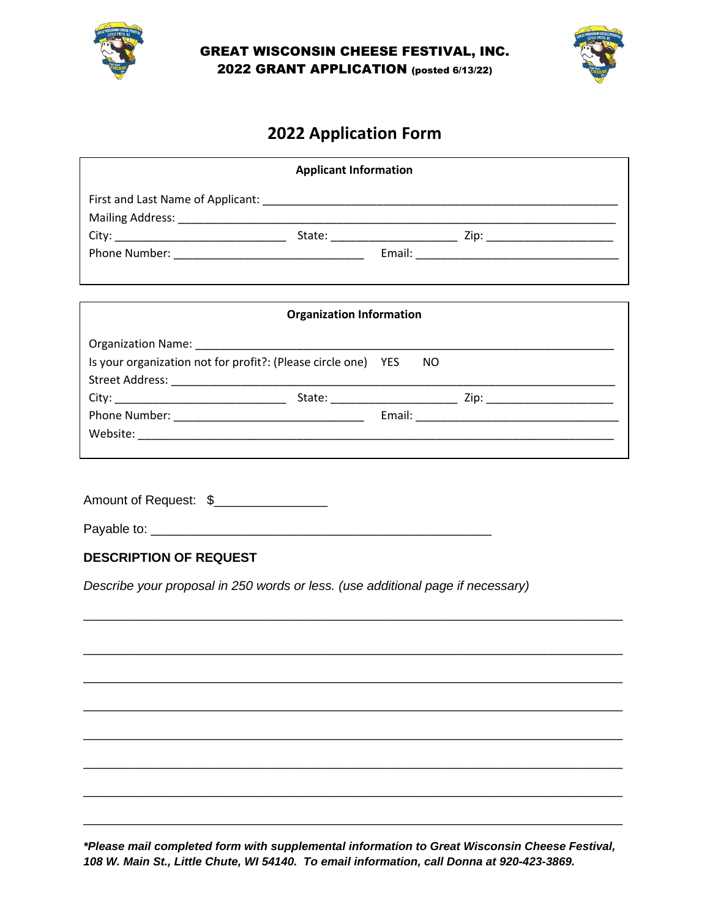**GREAT WISCONSIN CHEESE FESTIVAL, INC.**
**2022 GRANT APPLICATION** (posted 6/13/22)

# 2022 Application Form

**Applicant Information**

First and Last Name of Applicant: ____________________________________________
Mailing Address: ____________________________________________
City: ____________________ State: ____________________ Zip: ____________________
Phone Number: ____________________ Email: ____________________

**Organization Information**

Organization Name: ____________________________________________
Is your organization not for profit?: (Please circle one) YES NO
Street Address: ____________________________________________
City: ____________________ State: ____________________ Zip: ____________________
Phone Number: ____________________ Email: ____________________
Website: ____________________________________________

Amount of Request: $________________

Payable to: ____________________________________________

**DESCRIPTION OF REQUEST**

*Describe your proposal in 250 words or less. (use additional page if necessary)*

________________________________________________________________________________

________________________________________________________________________________

________________________________________________________________________________

________________________________________________________________________________

________________________________________________________________________________

________________________________________________________________________________

________________________________________________________________________________

________________________________________________________________________________

***Please mail completed form with supplemental information to Great Wisconsin Cheese Festival, 108 W. Main St., Little Chute, WI 54140. To email information, call Donna at 920-423-3869.***